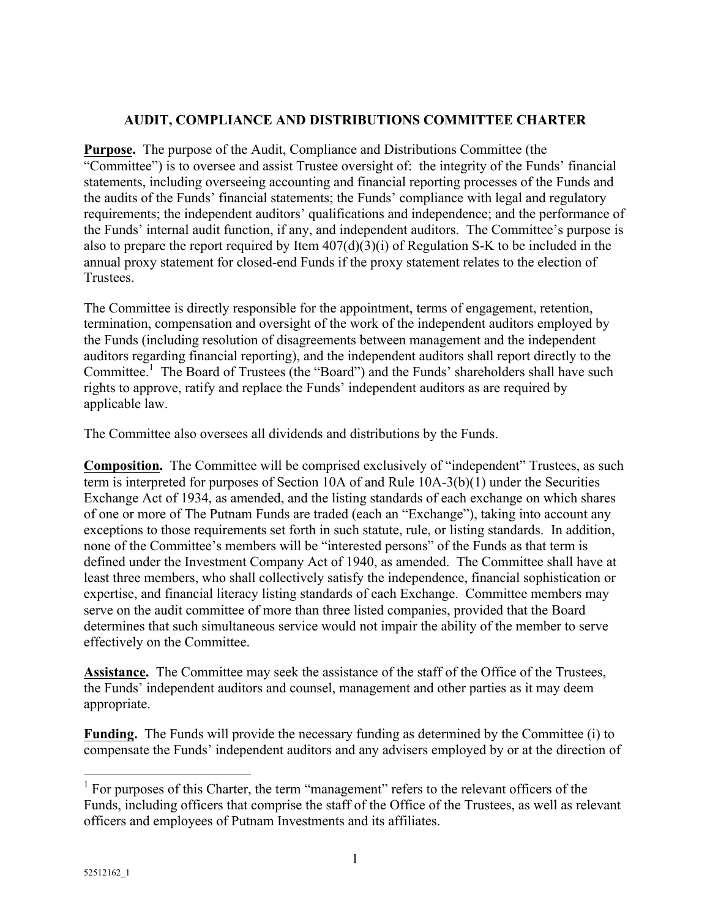# AUDIT, COMPLIANCE AND DISTRIBUTIONS COMMITTEE CHARTER

**Purpose.** The purpose of the Audit, Compliance and Distributions Committee (the "Committee") is to oversee and assist Trustee oversight of: the integrity of the Funds' financial statements, including overseeing accounting and financial reporting processes of the Funds and the audits of the Funds' financial statements; the Funds' compliance with legal and regulatory requirements; the independent auditors' qualifications and independence; and the performance of the Funds' internal audit function, if any, and independent auditors. The Committee's purpose is also to prepare the report required by Item 407(d)(3)(i) of Regulation S-K to be included in the annual proxy statement for closed-end Funds if the proxy statement relates to the election of Trustees.

The Committee is directly responsible for the appointment, terms of engagement, retention, termination, compensation and oversight of the work of the independent auditors employed by the Funds (including resolution of disagreements between management and the independent auditors regarding financial reporting), and the independent auditors shall report directly to the Committee.[1] The Board of Trustees (the "Board") and the Funds' shareholders shall have such rights to approve, ratify and replace the Funds' independent auditors as are required by applicable law.

The Committee also oversees all dividends and distributions by the Funds.

**Composition.** The Committee will be comprised exclusively of "independent" Trustees, as such term is interpreted for purposes of Section 10A of and Rule 10A-3(b)(1) under the Securities Exchange Act of 1934, as amended, and the listing standards of each exchange on which shares of one or more of The Putnam Funds are traded (each an "Exchange"), taking into account any exceptions to those requirements set forth in such statute, rule, or listing standards. In addition, none of the Committee's members will be "interested persons" of the Funds as that term is defined under the Investment Company Act of 1940, as amended. The Committee shall have at least three members, who shall collectively satisfy the independence, financial sophistication or expertise, and financial literacy listing standards of each Exchange. Committee members may serve on the audit committee of more than three listed companies, provided that the Board determines that such simultaneous service would not impair the ability of the member to serve effectively on the Committee.

**Assistance.** The Committee may seek the assistance of the staff of the Office of the Trustees, the Funds' independent auditors and counsel, management and other parties as it may deem appropriate.

**Funding.** The Funds will provide the necessary funding as determined by the Committee (i) to compensate the Funds' independent auditors and any advisers employed by or at the direction of

[1] For purposes of this Charter, the term "management" refers to the relevant officers of the Funds, including officers that comprise the staff of the Office of the Trustees, as well as relevant officers and employees of Putnam Investments and its affiliates.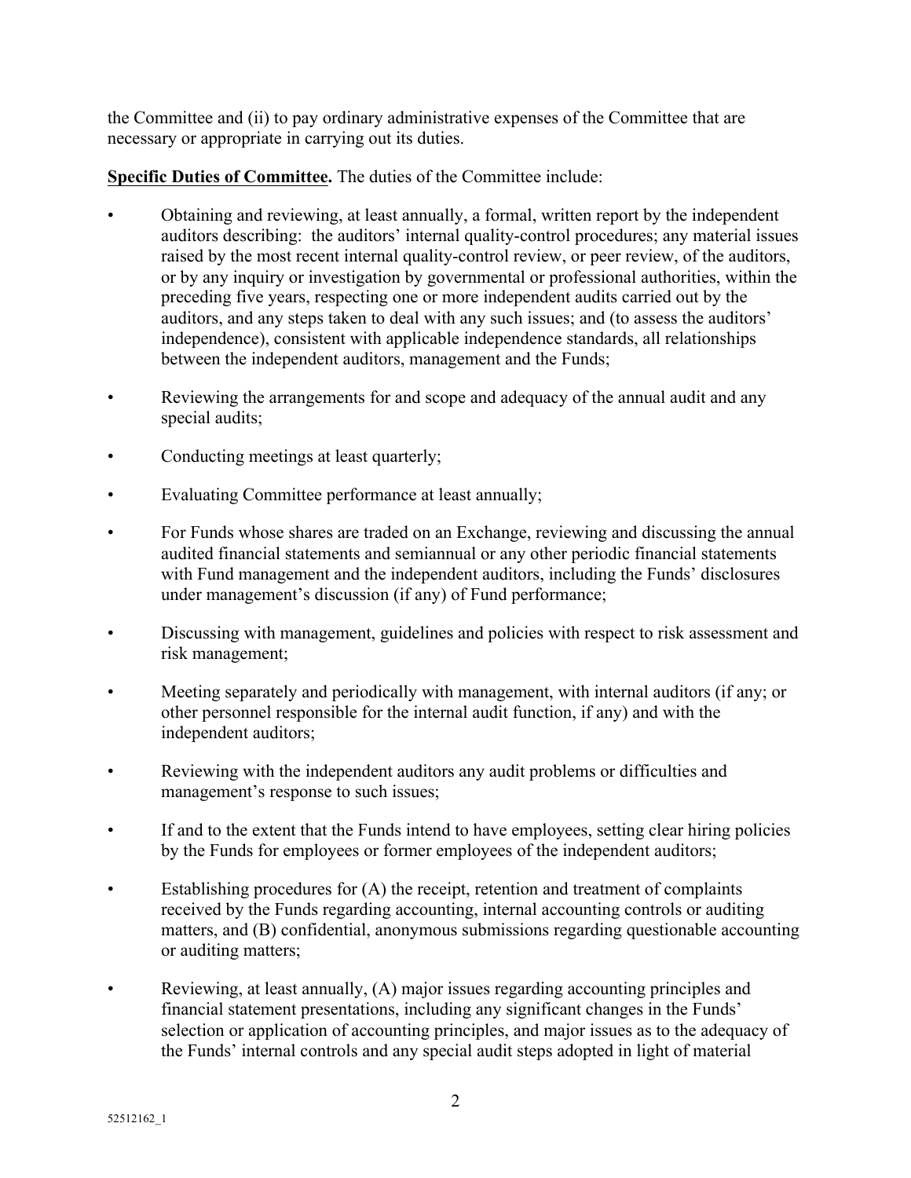the Committee and (ii) to pay ordinary administrative expenses of the Committee that are necessary or appropriate in carrying out its duties.

**Specific Duties of Committee.** The duties of the Committee include:

- Obtaining and reviewing, at least annually, a formal, written report by the independent auditors describing: the auditors' internal quality-control procedures; any material issues raised by the most recent internal quality-control review, or peer review, of the auditors, or by any inquiry or investigation by governmental or professional authorities, within the preceding five years, respecting one or more independent audits carried out by the auditors, and any steps taken to deal with any such issues; and (to assess the auditors' independence), consistent with applicable independence standards, all relationships between the independent auditors, management and the Funds;
- Reviewing the arrangements for and scope and adequacy of the annual audit and any special audits;
- Conducting meetings at least quarterly;
- Evaluating Committee performance at least annually;
- For Funds whose shares are traded on an Exchange, reviewing and discussing the annual audited financial statements and semiannual or any other periodic financial statements with Fund management and the independent auditors, including the Funds' disclosures under management's discussion (if any) of Fund performance;
- Discussing with management, guidelines and policies with respect to risk assessment and risk management;
- Meeting separately and periodically with management, with internal auditors (if any; or other personnel responsible for the internal audit function, if any) and with the independent auditors;
- Reviewing with the independent auditors any audit problems or difficulties and management's response to such issues;
- If and to the extent that the Funds intend to have employees, setting clear hiring policies by the Funds for employees or former employees of the independent auditors;
- Establishing procedures for (A) the receipt, retention and treatment of complaints received by the Funds regarding accounting, internal accounting controls or auditing matters, and (B) confidential, anonymous submissions regarding questionable accounting or auditing matters;
- Reviewing, at least annually, (A) major issues regarding accounting principles and financial statement presentations, including any significant changes in the Funds' selection or application of accounting principles, and major issues as to the adequacy of the Funds' internal controls and any special audit steps adopted in light of material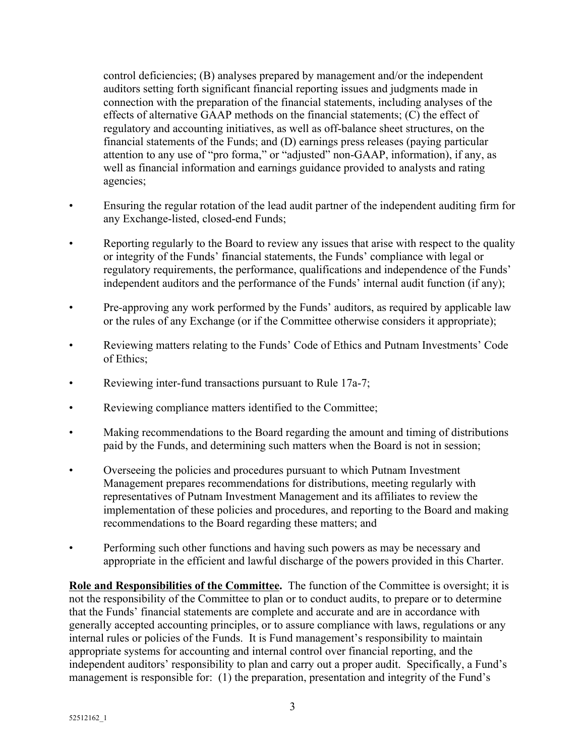control deficiencies; (B) analyses prepared by management and/or the independent auditors setting forth significant financial reporting issues and judgments made in connection with the preparation of the financial statements, including analyses of the effects of alternative GAAP methods on the financial statements; (C) the effect of regulatory and accounting initiatives, as well as off-balance sheet structures, on the financial statements of the Funds; and (D) earnings press releases (paying particular attention to any use of "pro forma," or "adjusted" non-GAAP, information), if any, as well as financial information and earnings guidance provided to analysts and rating agencies;

- Ensuring the regular rotation of the lead audit partner of the independent auditing firm for any Exchange-listed, closed-end Funds;
- Reporting regularly to the Board to review any issues that arise with respect to the quality or integrity of the Funds' financial statements, the Funds' compliance with legal or regulatory requirements, the performance, qualifications and independence of the Funds' independent auditors and the performance of the Funds' internal audit function (if any);
- Pre-approving any work performed by the Funds' auditors, as required by applicable law or the rules of any Exchange (or if the Committee otherwise considers it appropriate);
- Reviewing matters relating to the Funds' Code of Ethics and Putnam Investments' Code of Ethics;
- Reviewing inter-fund transactions pursuant to Rule 17a-7;
- Reviewing compliance matters identified to the Committee;
- Making recommendations to the Board regarding the amount and timing of distributions paid by the Funds, and determining such matters when the Board is not in session;
- Overseeing the policies and procedures pursuant to which Putnam Investment Management prepares recommendations for distributions, meeting regularly with representatives of Putnam Investment Management and its affiliates to review the implementation of these policies and procedures, and reporting to the Board and making recommendations to the Board regarding these matters; and
- Performing such other functions and having such powers as may be necessary and appropriate in the efficient and lawful discharge of the powers provided in this Charter.

**Role and Responsibilities of the Committee.** The function of the Committee is oversight; it is not the responsibility of the Committee to plan or to conduct audits, to prepare or to determine that the Funds' financial statements are complete and accurate and are in accordance with generally accepted accounting principles, or to assure compliance with laws, regulations or any internal rules or policies of the Funds. It is Fund management's responsibility to maintain appropriate systems for accounting and internal control over financial reporting, and the independent auditors' responsibility to plan and carry out a proper audit. Specifically, a Fund's management is responsible for: (1) the preparation, presentation and integrity of the Fund's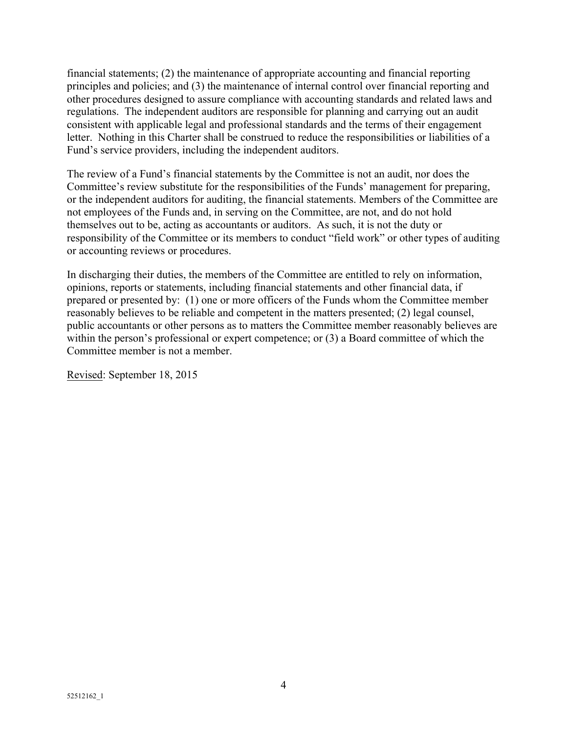financial statements; (2) the maintenance of appropriate accounting and financial reporting principles and policies; and (3) the maintenance of internal control over financial reporting and other procedures designed to assure compliance with accounting standards and related laws and regulations. The independent auditors are responsible for planning and carrying out an audit consistent with applicable legal and professional standards and the terms of their engagement letter. Nothing in this Charter shall be construed to reduce the responsibilities or liabilities of a Fund's service providers, including the independent auditors.

The review of a Fund's financial statements by the Committee is not an audit, nor does the Committee's review substitute for the responsibilities of the Funds' management for preparing, or the independent auditors for auditing, the financial statements. Members of the Committee are not employees of the Funds and, in serving on the Committee, are not, and do not hold themselves out to be, acting as accountants or auditors. As such, it is not the duty or responsibility of the Committee or its members to conduct "field work" or other types of auditing or accounting reviews or procedures.

In discharging their duties, the members of the Committee are entitled to rely on information, opinions, reports or statements, including financial statements and other financial data, if prepared or presented by: (1) one or more officers of the Funds whom the Committee member reasonably believes to be reliable and competent in the matters presented; (2) legal counsel, public accountants or other persons as to matters the Committee member reasonably believes are within the person's professional or expert competence; or (3) a Board committee of which the Committee member is not a member.

Revised: September 18, 2015

52512162_1